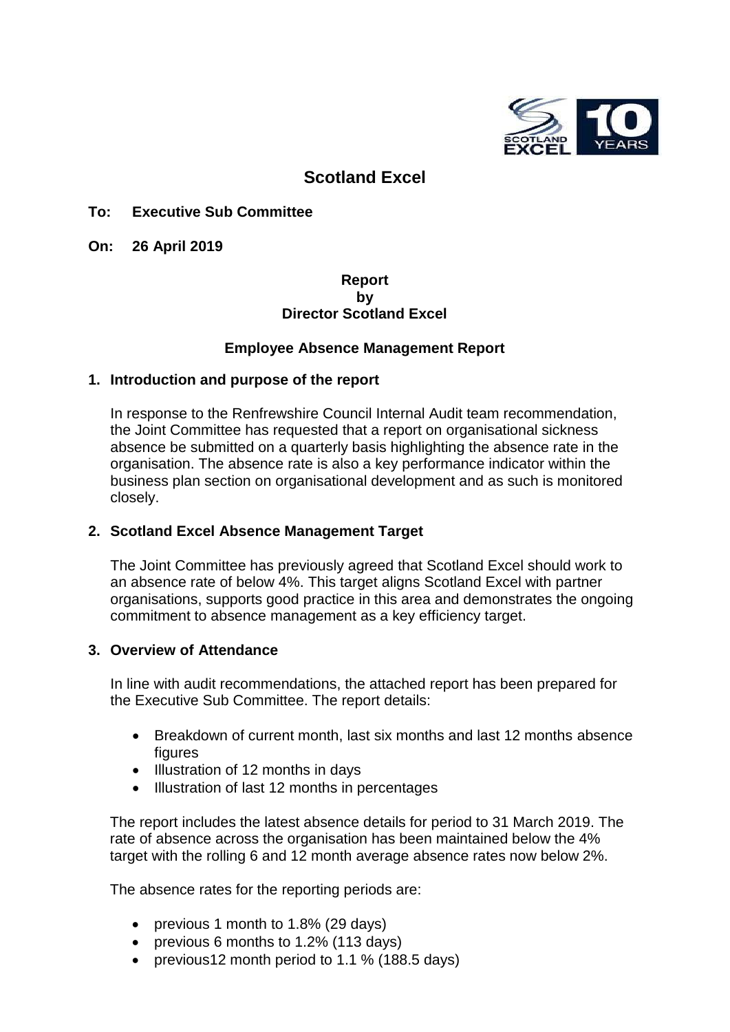# Scotland Excel

**To: Executive Sub Committee**

**On: 26 April 2019**

**Report**
**by**
**Director Scotland Excel**

## Employee Absence Management Report

### 1. Introduction and purpose of the report

In response to the Renfrewshire Council Internal Audit team recommendation, the Joint Committee has requested that a report on organisational sickness absence be submitted on a quarterly basis highlighting the absence rate in the organisation. The absence rate is also a key performance indicator within the business plan section on organisational development and as such is monitored closely.

### 2. Scotland Excel Absence Management Target

The Joint Committee has previously agreed that Scotland Excel should work to an absence rate of below 4%. This target aligns Scotland Excel with partner organisations, supports good practice in this area and demonstrates the ongoing commitment to absence management as a key efficiency target.

### 3. Overview of Attendance

In line with audit recommendations, the attached report has been prepared for the Executive Sub Committee. The report details:

- Breakdown of current month, last six months and last 12 months absence figures
- Illustration of 12 months in days
- Illustration of last 12 months in percentages

The report includes the latest absence details for period to 31 March 2019. The rate of absence across the organisation has been maintained below the 4% target with the rolling 6 and 12 month average absence rates now below 2%.

The absence rates for the reporting periods are:

- previous 1 month to 1.8% (29 days)
- previous 6 months to 1.2% (113 days)
- previous12 month period to 1.1 % (188.5 days)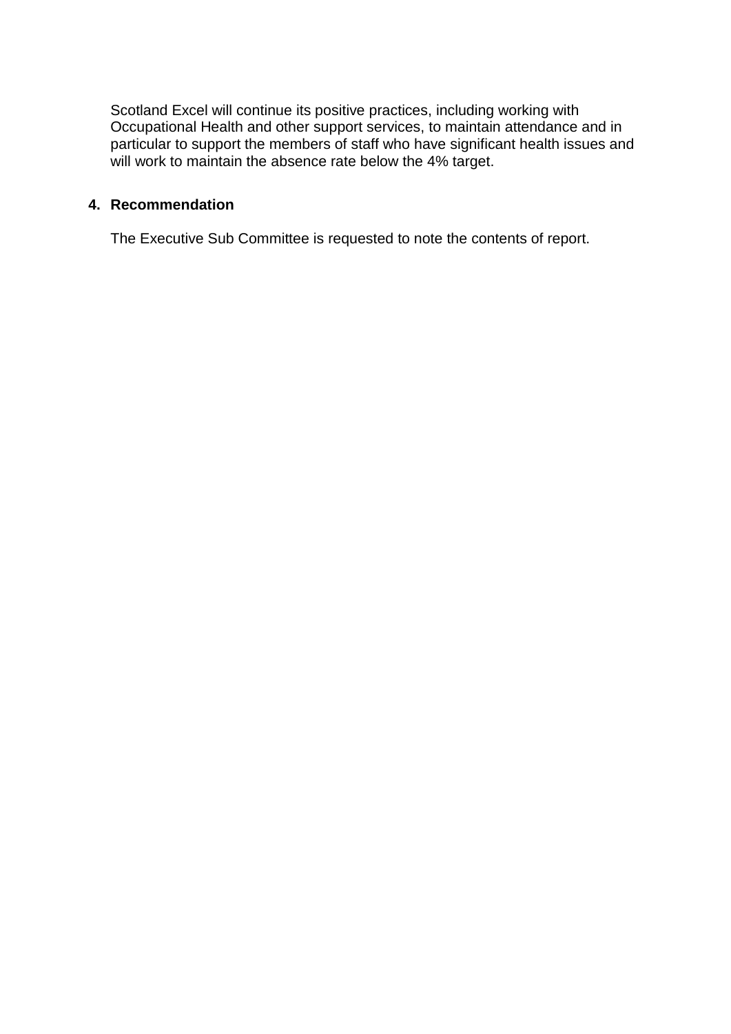Scotland Excel will continue its positive practices, including working with Occupational Health and other support services, to maintain attendance and in particular to support the members of staff who have significant health issues and will work to maintain the absence rate below the 4% target.

## 4. Recommendation

The Executive Sub Committee is requested to note the contents of report.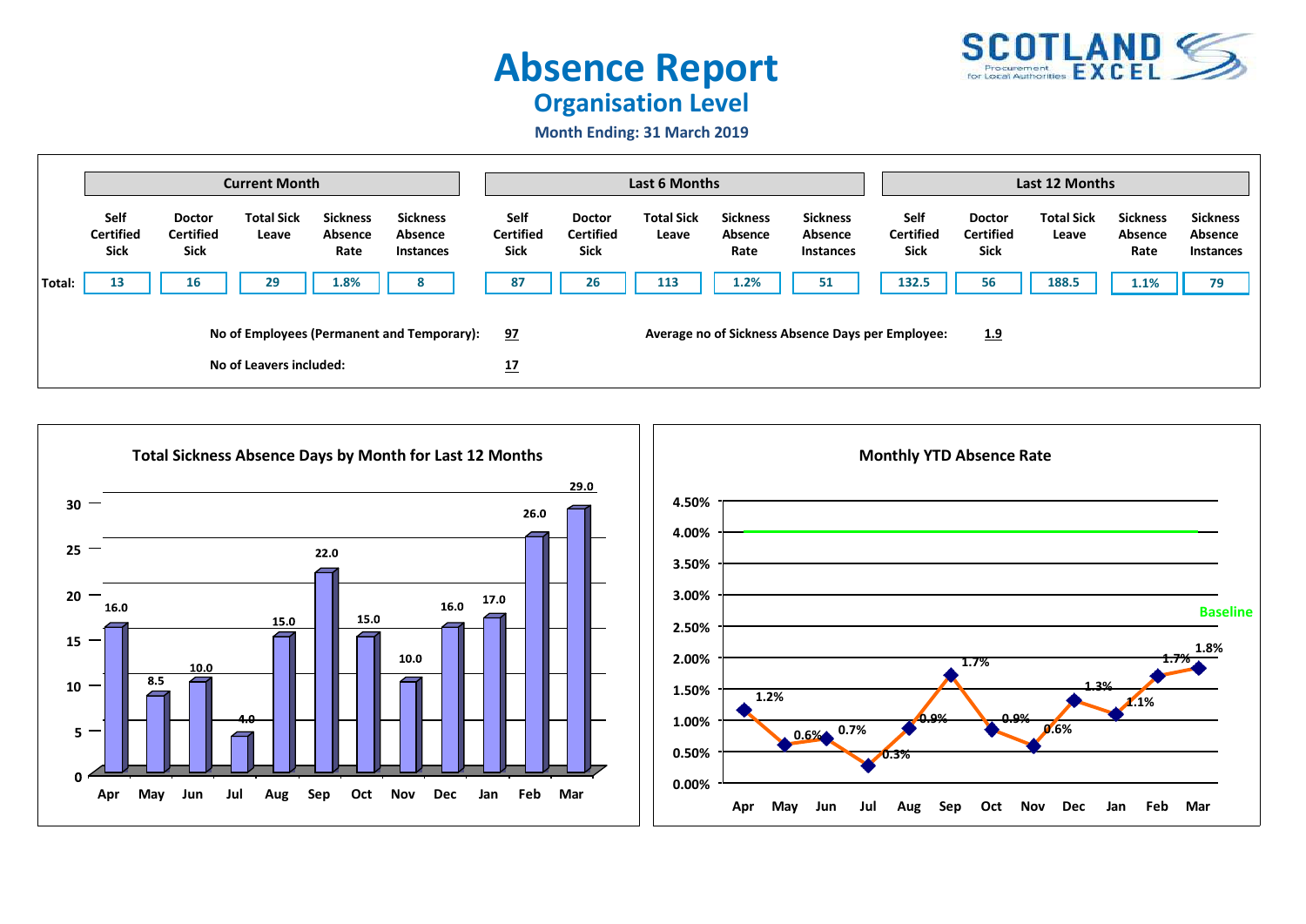# Absence Report

## Organisation Level

**Month Ending: 31 March 2019**

SCOTLAND EXCEL Procurement for Local Authorities

| | Current Month | | | | | Last 6 Months | | | | | Last 12 Months | | | | |
|---|---|---|---|---|---|---|---|---|---|---|---|---|---|---|---|
| | Self Certified Sick | Doctor Certified Sick | Total Sick Leave | Sickness Absence Rate | Sickness Absence Instances | Self Certified Sick | Doctor Certified Sick | Total Sick Leave | Sickness Absence Rate | Sickness Absence Instances | Self Certified Sick | Doctor Certified Sick | Total Sick Leave | Sickness Absence Rate | Sickness Absence Instances |
| Total: | 13 | 16 | 29 | 1.8% | 8 | 87 | 26 | 113 | 1.2% | 51 | 132.5 | 56 | 188.5 | 1.1% | 79 |

**No of Employees (Permanent and Temporary):** 97

**Average no of Sickness Absence Days per Employee:** 1.9

**No of Leavers included:** 17

**Total Sickness Absence Days by Month for Last 12 Months**

0, 5, 10, 15, 20, 25, 30

16.0, 8.5, 10.0, 4.0, 15.0, 22.0, 15.0, 10.0, 16.0, 17.0, 26.0, 29.0

Apr, May, Jun, Jul, Aug, Sep, Oct, Nov, Dec, Jan, Feb, Mar

**Monthly YTD Absence Rate**

0.00%, 0.50%, 1.00%, 1.50%, 2.00%, 2.50%, 3.00%, 3.50%, 4.00%, 4.50%

Baseline

1.2%, 0.6%, 0.7%, 0.3%, 0.9%, 1.7%, 0.9%, 0.6%, 1.3%, 1.1%, 1.7%, 1.8%

Apr, May, Jun, Jul, Aug, Sep, Oct, Nov, Dec, Jan, Feb, Mar